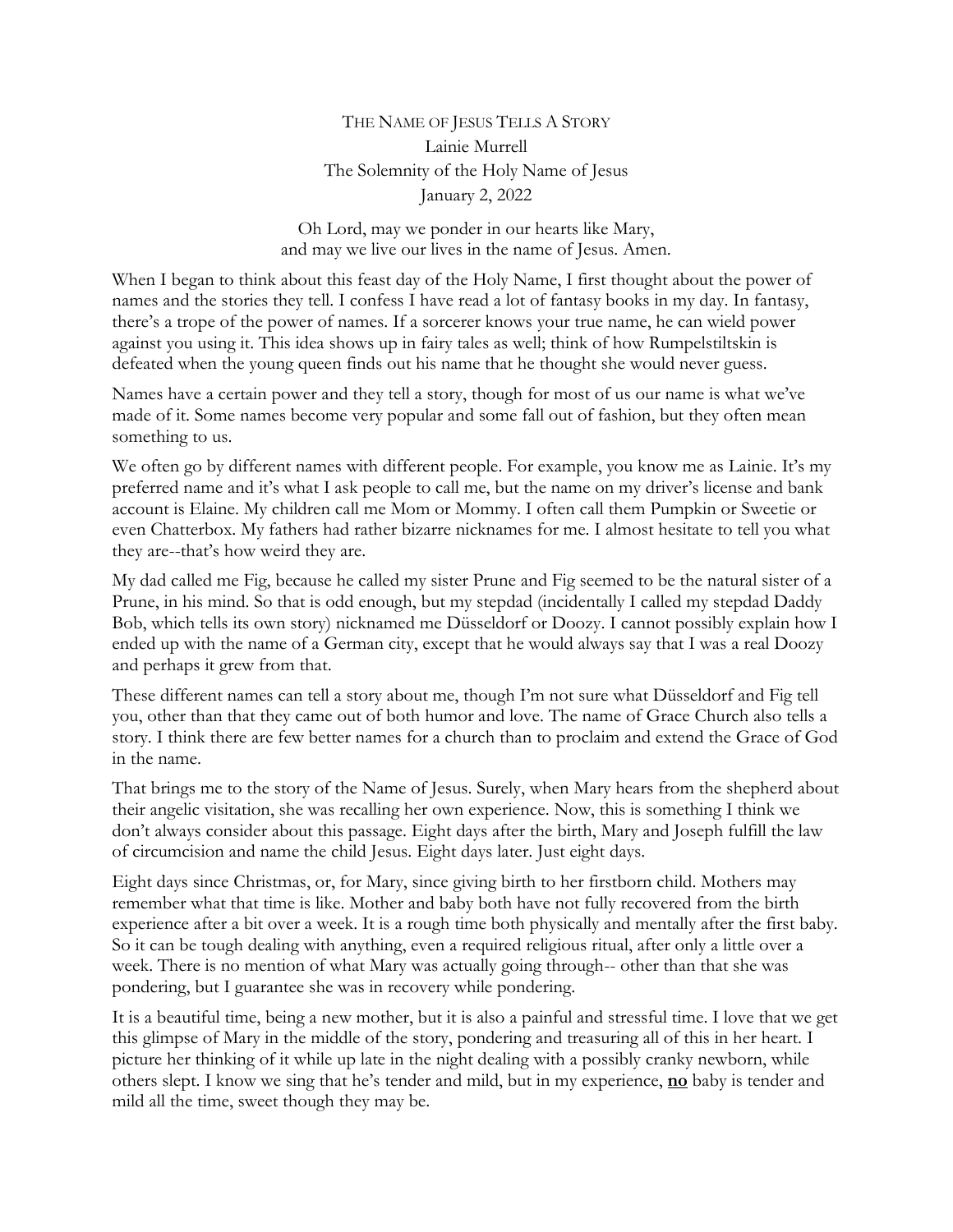# The Name of Jesus Tells A Story

Lainie Murrell

The Solemnity of the Holy Name of Jesus

January 2, 2022

Oh Lord, may we ponder in our hearts like Mary,
and may we live our lives in the name of Jesus. Amen.

When I began to think about this feast day of the Holy Name, I first thought about the power of names and the stories they tell. I confess I have read a lot of fantasy books in my day. In fantasy, there's a trope of the power of names. If a sorcerer knows your true name, he can wield power against you using it. This idea shows up in fairy tales as well; think of how Rumpelstiltskin is defeated when the young queen finds out his name that he thought she would never guess.

Names have a certain power and they tell a story, though for most of us our name is what we've made of it. Some names become very popular and some fall out of fashion, but they often mean something to us.

We often go by different names with different people. For example, you know me as Lainie. It's my preferred name and it's what I ask people to call me, but the name on my driver's license and bank account is Elaine. My children call me Mom or Mommy. I often call them Pumpkin or Sweetie or even Chatterbox. My fathers had rather bizarre nicknames for me. I almost hesitate to tell you what they are--that's how weird they are.

My dad called me Fig, because he called my sister Prune and Fig seemed to be the natural sister of a Prune, in his mind. So that is odd enough, but my stepdad (incidentally I called my stepdad Daddy Bob, which tells its own story) nicknamed me Düsseldorf or Doozy. I cannot possibly explain how I ended up with the name of a German city, except that he would always say that I was a real Doozy and perhaps it grew from that.

These different names can tell a story about me, though I'm not sure what Düsseldorf and Fig tell you, other than that they came out of both humor and love. The name of Grace Church also tells a story. I think there are few better names for a church than to proclaim and extend the Grace of God in the name.

That brings me to the story of the Name of Jesus. Surely, when Mary hears from the shepherd about their angelic visitation, she was recalling her own experience. Now, this is something I think we don't always consider about this passage. Eight days after the birth, Mary and Joseph fulfill the law of circumcision and name the child Jesus. Eight days later. Just eight days.

Eight days since Christmas, or, for Mary, since giving birth to her firstborn child. Mothers may remember what that time is like. Mother and baby both have not fully recovered from the birth experience after a bit over a week. It is a rough time both physically and mentally after the first baby. So it can be tough dealing with anything, even a required religious ritual, after only a little over a week. There is no mention of what Mary was actually going through-- other than that she was pondering, but I guarantee she was in recovery while pondering.

It is a beautiful time, being a new mother, but it is also a painful and stressful time. I love that we get this glimpse of Mary in the middle of the story, pondering and treasuring all of this in her heart. I picture her thinking of it while up late in the night dealing with a possibly cranky newborn, while others slept. I know we sing that he's tender and mild, but in my experience, **<u>no</u>** baby is tender and mild all the time, sweet though they may be.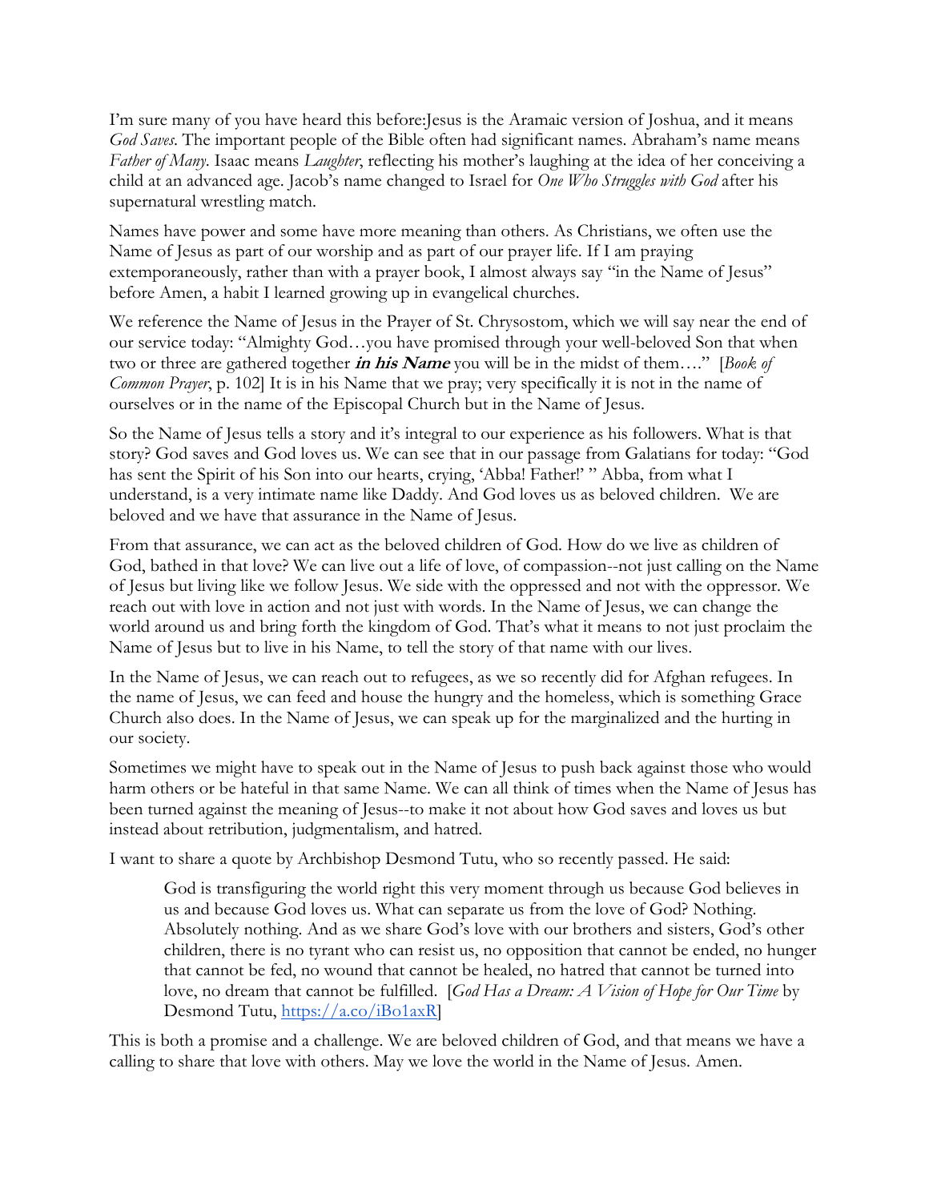I'm sure many of you have heard this before:Jesus is the Aramaic version of Joshua, and it means *God Saves*. The important people of the Bible often had significant names. Abraham's name means *Father of Many*. Isaac means *Laughter*, reflecting his mother's laughing at the idea of her conceiving a child at an advanced age. Jacob's name changed to Israel for *One Who Struggles with God* after his supernatural wrestling match.

Names have power and some have more meaning than others. As Christians, we often use the Name of Jesus as part of our worship and as part of our prayer life. If I am praying extemporaneously, rather than with a prayer book, I almost always say "in the Name of Jesus" before Amen, a habit I learned growing up in evangelical churches.

We reference the Name of Jesus in the Prayer of St. Chrysostom, which we will say near the end of our service today: "Almighty God…you have promised through your well-beloved Son that when two or three are gathered together ***in his Name*** you will be in the midst of them…." [*Book of Common Prayer*, p. 102] It is in his Name that we pray; very specifically it is not in the name of ourselves or in the name of the Episcopal Church but in the Name of Jesus.

So the Name of Jesus tells a story and it's integral to our experience as his followers. What is that story? God saves and God loves us. We can see that in our passage from Galatians for today: "God has sent the Spirit of his Son into our hearts, crying, 'Abba! Father!' " Abba, from what I understand, is a very intimate name like Daddy. And God loves us as beloved children. We are beloved and we have that assurance in the Name of Jesus.

From that assurance, we can act as the beloved children of God. How do we live as children of God, bathed in that love? We can live out a life of love, of compassion--not just calling on the Name of Jesus but living like we follow Jesus. We side with the oppressed and not with the oppressor. We reach out with love in action and not just with words. In the Name of Jesus, we can change the world around us and bring forth the kingdom of God. That's what it means to not just proclaim the Name of Jesus but to live in his Name, to tell the story of that name with our lives.

In the Name of Jesus, we can reach out to refugees, as we so recently did for Afghan refugees. In the name of Jesus, we can feed and house the hungry and the homeless, which is something Grace Church also does. In the Name of Jesus, we can speak up for the marginalized and the hurting in our society.

Sometimes we might have to speak out in the Name of Jesus to push back against those who would harm others or be hateful in that same Name. We can all think of times when the Name of Jesus has been turned against the meaning of Jesus--to make it not about how God saves and loves us but instead about retribution, judgmentalism, and hatred.

I want to share a quote by Archbishop Desmond Tutu, who so recently passed. He said:

> God is transfiguring the world right this very moment through us because God believes in us and because God loves us. What can separate us from the love of God? Nothing. Absolutely nothing. And as we share God's love with our brothers and sisters, God's other children, there is no tyrant who can resist us, no opposition that cannot be ended, no hunger that cannot be fed, no wound that cannot be healed, no hatred that cannot be turned into love, no dream that cannot be fulfilled. [*God Has a Dream: A Vision of Hope for Our Time* by Desmond Tutu, [https://a.co/iBo1axR](https://a.co/iBo1axR)]

This is both a promise and a challenge. We are beloved children of God, and that means we have a calling to share that love with others. May we love the world in the Name of Jesus. Amen.